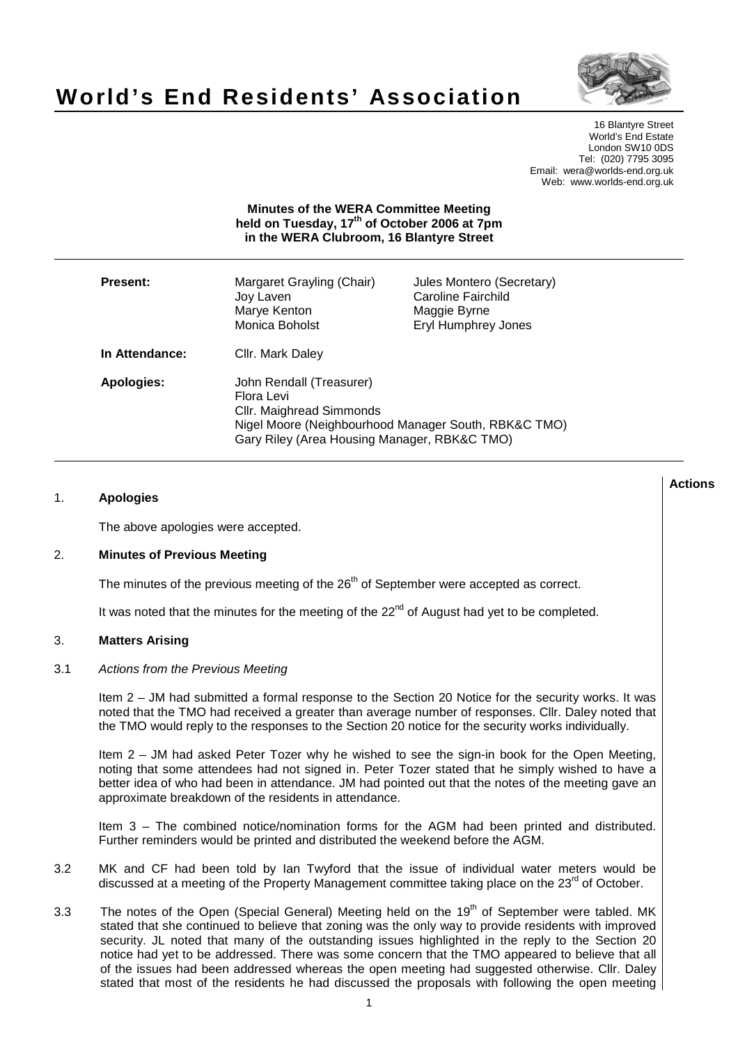# World's End Residents' Association

16 Blantyre Street
World's End Estate
London SW10 0DS
Tel: (020) 7795 3095
Email: wera@worlds-end.org.uk
Web: www.worlds-end.org.uk

**Minutes of the WERA Committee Meeting held on Tuesday, 17th of October 2006 at 7pm in the WERA Clubroom, 16 Blantyre Street**

| | | |
|---|---|---|
| **Present:** | Margaret Grayling (Chair) | Jules Montero (Secretary) |
| | Joy Laven | Caroline Fairchild |
| | Marye Kenton | Maggie Byrne |
| | Monica Boholst | Eryl Humphrey Jones |
| **In Attendance:** | Cllr. Mark Daley | |
| **Apologies:** | John Rendall (Treasurer) | |
| | Flora Levi | |
| | Cllr. Maighread Simmonds | |
| | Nigel Moore (Neighbourhood Manager South, RBK&C TMO) | |
| | Gary Riley (Area Housing Manager, RBK&C TMO) | |

**Actions**

## 1. Apologies

The above apologies were accepted.

## 2. Minutes of Previous Meeting

The minutes of the previous meeting of the 26th of September were accepted as correct.

It was noted that the minutes for the meeting of the 22nd of August had yet to be completed.

## 3. Matters Arising

### 3.1 *Actions from the Previous Meeting*

Item 2 – JM had submitted a formal response to the Section 20 Notice for the security works. It was noted that the TMO had received a greater than average number of responses. Cllr. Daley noted that the TMO would reply to the responses to the Section 20 notice for the security works individually.

Item 2 – JM had asked Peter Tozer why he wished to see the sign-in book for the Open Meeting, noting that some attendees had not signed in. Peter Tozer stated that he simply wished to have a better idea of who had been in attendance. JM had pointed out that the notes of the meeting gave an approximate breakdown of the residents in attendance.

Item 3 – The combined notice/nomination forms for the AGM had been printed and distributed. Further reminders would be printed and distributed the weekend before the AGM.

3.2 MK and CF had been told by Ian Twyford that the issue of individual water meters would be discussed at a meeting of the Property Management committee taking place on the 23rd of October.

3.3 The notes of the Open (Special General) Meeting held on the 19th of September were tabled. MK stated that she continued to believe that zoning was the only way to provide residents with improved security. JL noted that many of the outstanding issues highlighted in the reply to the Section 20 notice had yet to be addressed. There was some concern that the TMO appeared to believe that all of the issues had been addressed whereas the open meeting had suggested otherwise. Cllr. Daley stated that most of the residents he had discussed the proposals with following the open meeting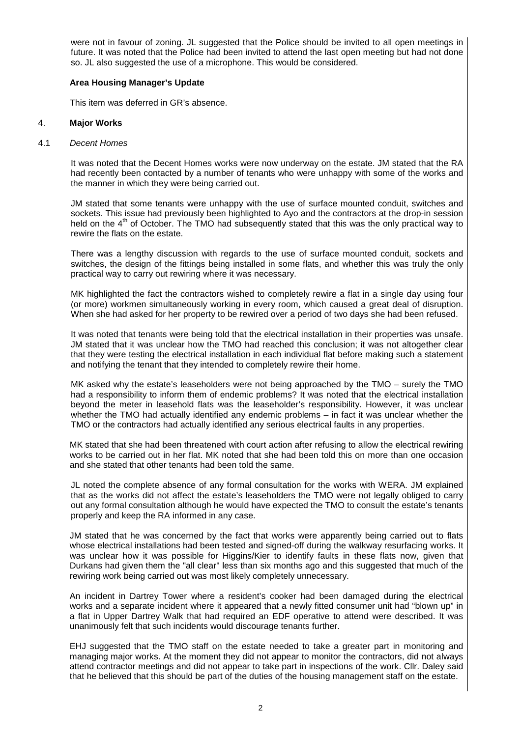were not in favour of zoning. JL suggested that the Police should be invited to all open meetings in future. It was noted that the Police had been invited to attend the last open meeting but had not done so. JL also suggested the use of a microphone. This would be considered.

**Area Housing Manager's Update**

This item was deferred in GR's absence.

## 4. Major Works

### 4.1 *Decent Homes*

It was noted that the Decent Homes works were now underway on the estate. JM stated that the RA had recently been contacted by a number of tenants who were unhappy with some of the works and the manner in which they were being carried out.

JM stated that some tenants were unhappy with the use of surface mounted conduit, switches and sockets. This issue had previously been highlighted to Ayo and the contractors at the drop-in session held on the 4th of October. The TMO had subsequently stated that this was the only practical way to rewire the flats on the estate.

There was a lengthy discussion with regards to the use of surface mounted conduit, sockets and switches, the design of the fittings being installed in some flats, and whether this was truly the only practical way to carry out rewiring where it was necessary.

MK highlighted the fact the contractors wished to completely rewire a flat in a single day using four (or more) workmen simultaneously working in every room, which caused a great deal of disruption. When she had asked for her property to be rewired over a period of two days she had been refused.

It was noted that tenants were being told that the electrical installation in their properties was unsafe. JM stated that it was unclear how the TMO had reached this conclusion; it was not altogether clear that they were testing the electrical installation in each individual flat before making such a statement and notifying the tenant that they intended to completely rewire their home.

MK asked why the estate's leaseholders were not being approached by the TMO – surely the TMO had a responsibility to inform them of endemic problems? It was noted that the electrical installation beyond the meter in leasehold flats was the leaseholder's responsibility. However, it was unclear whether the TMO had actually identified any endemic problems – in fact it was unclear whether the TMO or the contractors had actually identified any serious electrical faults in any properties.

MK stated that she had been threatened with court action after refusing to allow the electrical rewiring works to be carried out in her flat. MK noted that she had been told this on more than one occasion and she stated that other tenants had been told the same.

JL noted the complete absence of any formal consultation for the works with WERA. JM explained that as the works did not affect the estate's leaseholders the TMO were not legally obliged to carry out any formal consultation although he would have expected the TMO to consult the estate's tenants properly and keep the RA informed in any case.

JM stated that he was concerned by the fact that works were apparently being carried out to flats whose electrical installations had been tested and signed-off during the walkway resurfacing works. It was unclear how it was possible for Higgins/Kier to identify faults in these flats now, given that Durkans had given them the "all clear" less than six months ago and this suggested that much of the rewiring work being carried out was most likely completely unnecessary.

An incident in Dartrey Tower where a resident's cooker had been damaged during the electrical works and a separate incident where it appeared that a newly fitted consumer unit had "blown up" in a flat in Upper Dartrey Walk that had required an EDF operative to attend were described. It was unanimously felt that such incidents would discourage tenants further.

EHJ suggested that the TMO staff on the estate needed to take a greater part in monitoring and managing major works. At the moment they did not appear to monitor the contractors, did not always attend contractor meetings and did not appear to take part in inspections of the work. Cllr. Daley said that he believed that this should be part of the duties of the housing management staff on the estate.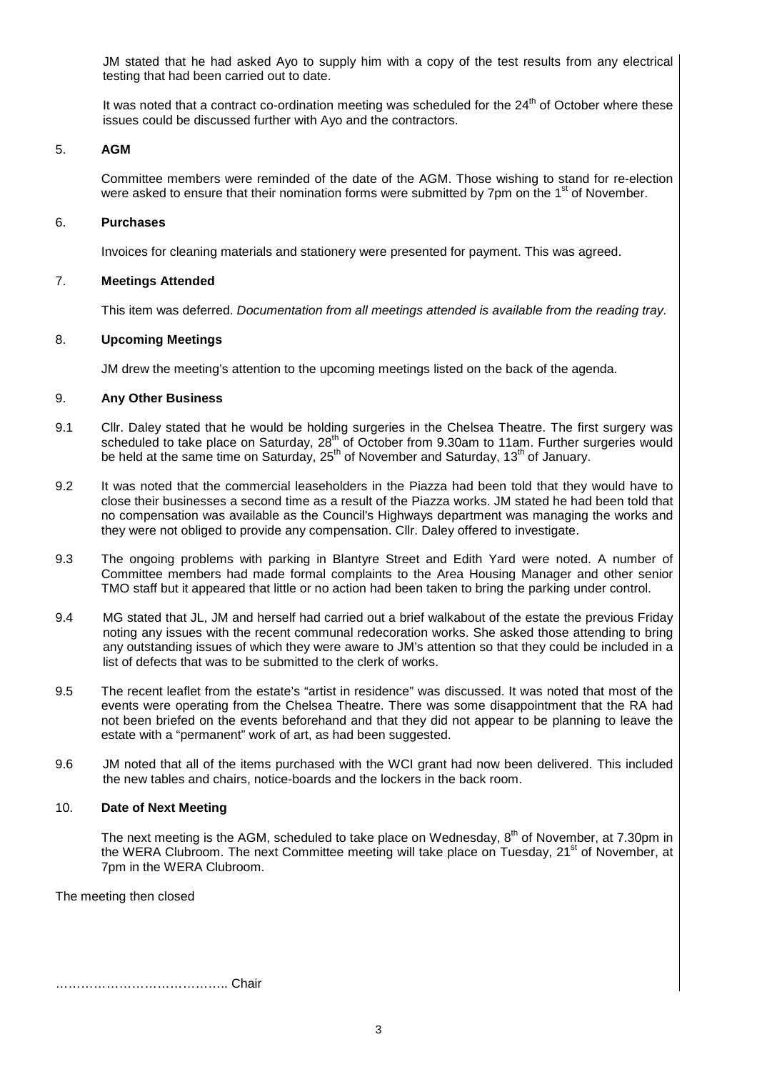JM stated that he had asked Ayo to supply him with a copy of the test results from any electrical testing that had been carried out to date.

It was noted that a contract co-ordination meeting was scheduled for the 24th of October where these issues could be discussed further with Ayo and the contractors.

5. **AGM**

Committee members were reminded of the date of the AGM. Those wishing to stand for re-election were asked to ensure that their nomination forms were submitted by 7pm on the 1st of November.

6. **Purchases**

Invoices for cleaning materials and stationery were presented for payment. This was agreed.

7. **Meetings Attended**

This item was deferred. *Documentation from all meetings attended is available from the reading tray.*

8. **Upcoming Meetings**

JM drew the meeting's attention to the upcoming meetings listed on the back of the agenda.

9. **Any Other Business**

9.1 Cllr. Daley stated that he would be holding surgeries in the Chelsea Theatre. The first surgery was scheduled to take place on Saturday, 28th of October from 9.30am to 11am. Further surgeries would be held at the same time on Saturday, 25th of November and Saturday, 13th of January.

9.2 It was noted that the commercial leaseholders in the Piazza had been told that they would have to close their businesses a second time as a result of the Piazza works. JM stated he had been told that no compensation was available as the Council's Highways department was managing the works and they were not obliged to provide any compensation. Cllr. Daley offered to investigate.

9.3 The ongoing problems with parking in Blantyre Street and Edith Yard were noted. A number of Committee members had made formal complaints to the Area Housing Manager and other senior TMO staff but it appeared that little or no action had been taken to bring the parking under control.

9.4 MG stated that JL, JM and herself had carried out a brief walkabout of the estate the previous Friday noting any issues with the recent communal redecoration works. She asked those attending to bring any outstanding issues of which they were aware to JM's attention so that they could be included in a list of defects that was to be submitted to the clerk of works.

9.5 The recent leaflet from the estate's "artist in residence" was discussed. It was noted that most of the events were operating from the Chelsea Theatre. There was some disappointment that the RA had not been briefed on the events beforehand and that they did not appear to be planning to leave the estate with a "permanent" work of art, as had been suggested.

9.6 JM noted that all of the items purchased with the WCI grant had now been delivered. This included the new tables and chairs, notice-boards and the lockers in the back room.

10. **Date of Next Meeting**

The next meeting is the AGM, scheduled to take place on Wednesday, 8th of November, at 7.30pm in the WERA Clubroom. The next Committee meeting will take place on Tuesday, 21st of November, at 7pm in the WERA Clubroom.

The meeting then closed

………………………………….. Chair